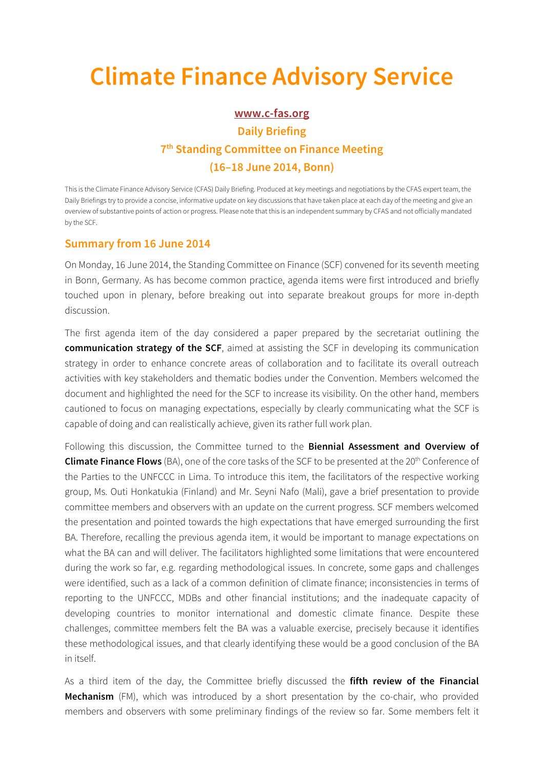# Climate Finance Advisory Service

**www.c-fas.org**

**Daily Briefing**

**7th Standing Committee on Finance Meeting**

**(16–18 June 2014, Bonn)**

This is the Climate Finance Advisory Service (CFAS) Daily Briefing. Produced at key meetings and negotiations by the CFAS expert team, the Daily Briefings try to provide a concise, informative update on key discussions that have taken place at each day of the meeting and give an overview of substantive points of action or progress. Please note that this is an independent summary by CFAS and not officially mandated by the SCF.

## Summary from 16 June 2014

On Monday, 16 June 2014, the Standing Committee on Finance (SCF) convened for its seventh meeting in Bonn, Germany. As has become common practice, agenda items were first introduced and briefly touched upon in plenary, before breaking out into separate breakout groups for more in-depth discussion.

The first agenda item of the day considered a paper prepared by the secretariat outlining the **communication strategy of the SCF**, aimed at assisting the SCF in developing its communication strategy in order to enhance concrete areas of collaboration and to facilitate its overall outreach activities with key stakeholders and thematic bodies under the Convention. Members welcomed the document and highlighted the need for the SCF to increase its visibility. On the other hand, members cautioned to focus on managing expectations, especially by clearly communicating what the SCF is capable of doing and can realistically achieve, given its rather full work plan.

Following this discussion, the Committee turned to the **Biennial Assessment and Overview of Climate Finance Flows** (BA), one of the core tasks of the SCF to be presented at the 20th Conference of the Parties to the UNFCCC in Lima. To introduce this item, the facilitators of the respective working group, Ms. Outi Honkatukia (Finland) and Mr. Seyni Nafo (Mali), gave a brief presentation to provide committee members and observers with an update on the current progress. SCF members welcomed the presentation and pointed towards the high expectations that have emerged surrounding the first BA. Therefore, recalling the previous agenda item, it would be important to manage expectations on what the BA can and will deliver. The facilitators highlighted some limitations that were encountered during the work so far, e.g. regarding methodological issues. In concrete, some gaps and challenges were identified, such as a lack of a common definition of climate finance; inconsistencies in terms of reporting to the UNFCCC, MDBs and other financial institutions; and the inadequate capacity of developing countries to monitor international and domestic climate finance. Despite these challenges, committee members felt the BA was a valuable exercise, precisely because it identifies these methodological issues, and that clearly identifying these would be a good conclusion of the BA in itself.

As a third item of the day, the Committee briefly discussed the **fifth review of the Financial Mechanism** (FM), which was introduced by a short presentation by the co-chair, who provided members and observers with some preliminary findings of the review so far. Some members felt it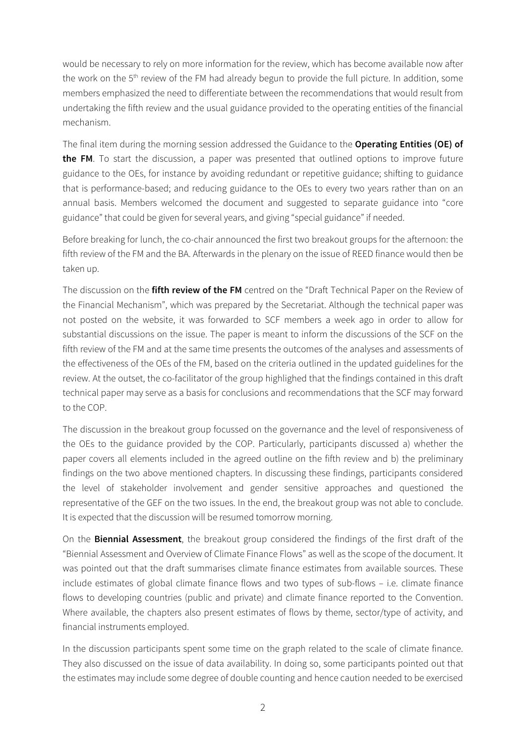would be necessary to rely on more information for the review, which has become available now after the work on the 5th review of the FM had already begun to provide the full picture. In addition, some members emphasized the need to differentiate between the recommendations that would result from undertaking the fifth review and the usual guidance provided to the operating entities of the financial mechanism.

The final item during the morning session addressed the Guidance to the **Operating Entities (OE) of the FM**. To start the discussion, a paper was presented that outlined options to improve future guidance to the OEs, for instance by avoiding redundant or repetitive guidance; shifting to guidance that is performance-based; and reducing guidance to the OEs to every two years rather than on an annual basis. Members welcomed the document and suggested to separate guidance into "core guidance" that could be given for several years, and giving "special guidance" if needed.

Before breaking for lunch, the co-chair announced the first two breakout groups for the afternoon: the fifth review of the FM and the BA. Afterwards in the plenary on the issue of REED finance would then be taken up.

The discussion on the **fifth review of the FM** centred on the "Draft Technical Paper on the Review of the Financial Mechanism", which was prepared by the Secretariat. Although the technical paper was not posted on the website, it was forwarded to SCF members a week ago in order to allow for substantial discussions on the issue. The paper is meant to inform the discussions of the SCF on the fifth review of the FM and at the same time presents the outcomes of the analyses and assessments of the effectiveness of the OEs of the FM, based on the criteria outlined in the updated guidelines for the review. At the outset, the co-facilitator of the group highlighed that the findings contained in this draft technical paper may serve as a basis for conclusions and recommendations that the SCF may forward to the COP.

The discussion in the breakout group focussed on the governance and the level of responsiveness of the OEs to the guidance provided by the COP. Particularly, participants discussed a) whether the paper covers all elements included in the agreed outline on the fifth review and b) the preliminary findings on the two above mentioned chapters. In discussing these findings, participants considered the level of stakeholder involvement and gender sensitive approaches and questioned the representative of the GEF on the two issues. In the end, the breakout group was not able to conclude. It is expected that the discussion will be resumed tomorrow morning.

On the **Biennial Assessment**, the breakout group considered the findings of the first draft of the "Biennial Assessment and Overview of Climate Finance Flows" as well as the scope of the document. It was pointed out that the draft summarises climate finance estimates from available sources. These include estimates of global climate finance flows and two types of sub-flows – i.e. climate finance flows to developing countries (public and private) and climate finance reported to the Convention. Where available, the chapters also present estimates of flows by theme, sector/type of activity, and financial instruments employed.

In the discussion participants spent some time on the graph related to the scale of climate finance. They also discussed on the issue of data availability. In doing so, some participants pointed out that the estimates may include some degree of double counting and hence caution needed to be exercised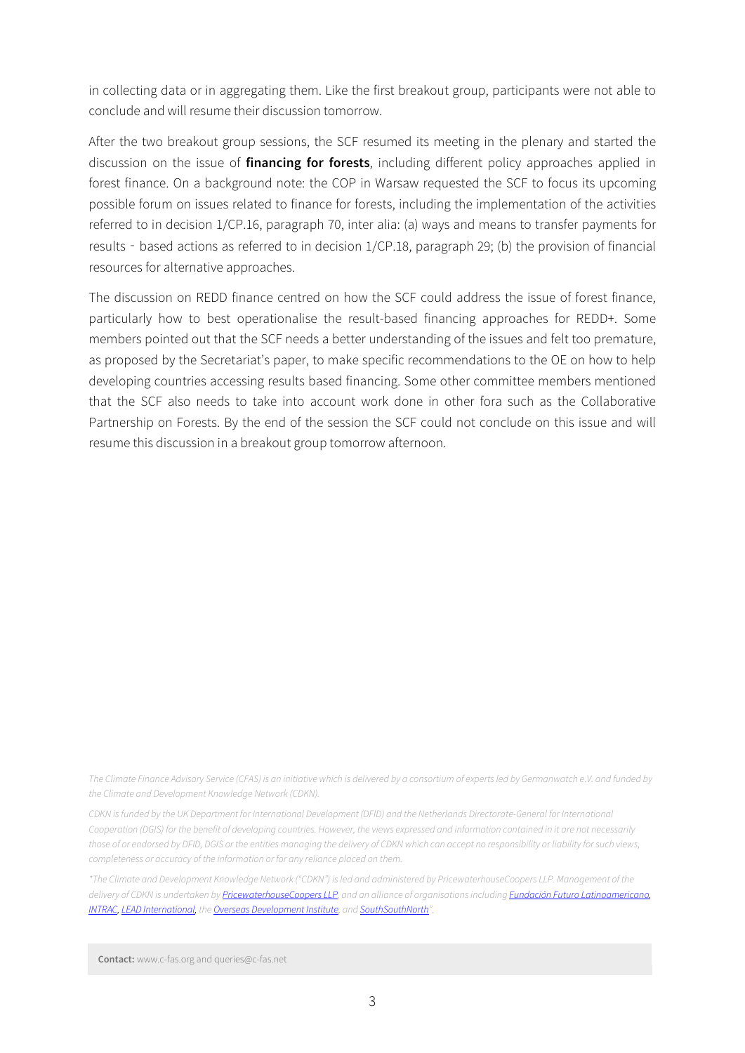in collecting data or in aggregating them. Like the first breakout group, participants were not able to conclude and will resume their discussion tomorrow.

After the two breakout group sessions, the SCF resumed its meeting in the plenary and started the discussion on the issue of **financing for forests**, including different policy approaches applied in forest finance. On a background note: the COP in Warsaw requested the SCF to focus its upcoming possible forum on issues related to finance for forests, including the implementation of the activities referred to in decision 1/CP.16, paragraph 70, inter alia: (a) ways and means to transfer payments for results‐based actions as referred to in decision 1/CP.18, paragraph 29; (b) the provision of financial resources for alternative approaches.

The discussion on REDD finance centred on how the SCF could address the issue of forest finance, particularly how to best operationalise the result-based financing approaches for REDD+. Some members pointed out that the SCF needs a better understanding of the issues and felt too premature, as proposed by the Secretariat's paper, to make specific recommendations to the OE on how to help developing countries accessing results based financing. Some other committee members mentioned that the SCF also needs to take into account work done in other fora such as the Collaborative Partnership on Forests. By the end of the session the SCF could not conclude on this issue and will resume this discussion in a breakout group tomorrow afternoon.

*The Climate Finance Advisory Service (CFAS) is an initiative which is delivered by a consortium of experts led by Germanwatch e.V. and funded by the Climate and Development Knowledge Network (CDKN).*

*CDKN is funded by the UK Department for International Development (DFID) and the Netherlands Directorate-General for International Cooperation (DGIS) for the benefit of developing countries. However, the views expressed and information contained in it are not necessarily those of or endorsed by DFID, DGIS or the entities managing the delivery of CDKN which can accept no responsibility or liability for such views, completeness or accuracy of the information or for any reliance placed on them.*

*"The Climate and Development Knowledge Network ("CDKN") is led and administered by PricewaterhouseCoopers LLP. Management of the delivery of CDKN is undertaken by PricewaterhouseCoopers LLP, and an alliance of organisations including Fundación Futuro Latinoamericano, INTRAC, LEAD International, the Overseas Development Institute, and SouthSouthNorth".*

**Contact:** www.c-fas.org and queries@c-fas.net